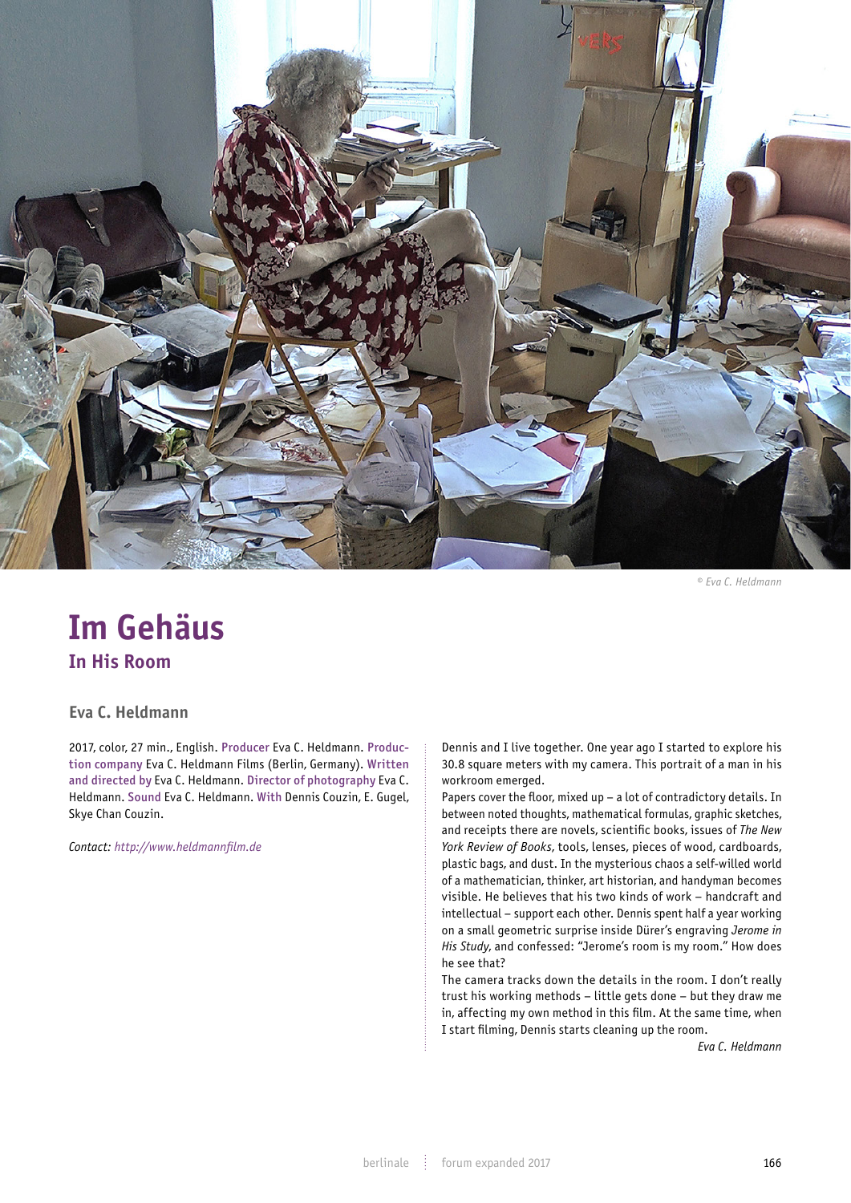© Eva C. Heldmann

# Im Gehäus

## In His Room

### Eva C. Heldmann

2017, color, 27 min., English. Producer Eva C. Heldmann. Production company Eva C. Heldmann Films (Berlin, Germany). Written and directed by Eva C. Heldmann. Director of photography Eva C. Heldmann. Sound Eva C. Heldmann. With Dennis Couzin, E. Gugel, Skye Chan Couzin.

*Contact: http://www.heldmannfilm.de*

Dennis and I live together. One year ago I started to explore his 30.8 square meters with my camera. This portrait of a man in his workroom emerged.

Papers cover the floor, mixed up – a lot of contradictory details. In between noted thoughts, mathematical formulas, graphic sketches, and receipts there are novels, scientific books, issues of *The New York Review of Books*, tools, lenses, pieces of wood, cardboards, plastic bags, and dust. In the mysterious chaos a self-willed world of a mathematician, thinker, art historian, and handyman becomes visible. He believes that his two kinds of work – handcraft and intellectual – support each other. Dennis spent half a year working on a small geometric surprise inside Dürer's engraving *Jerome in His Study*, and confessed: "Jerome's room is my room." How does he see that?

The camera tracks down the details in the room. I don't really trust his working methods – little gets done – but they draw me in, affecting my own method in this film. At the same time, when I start filming, Dennis starts cleaning up the room.

*Eva C. Heldmann*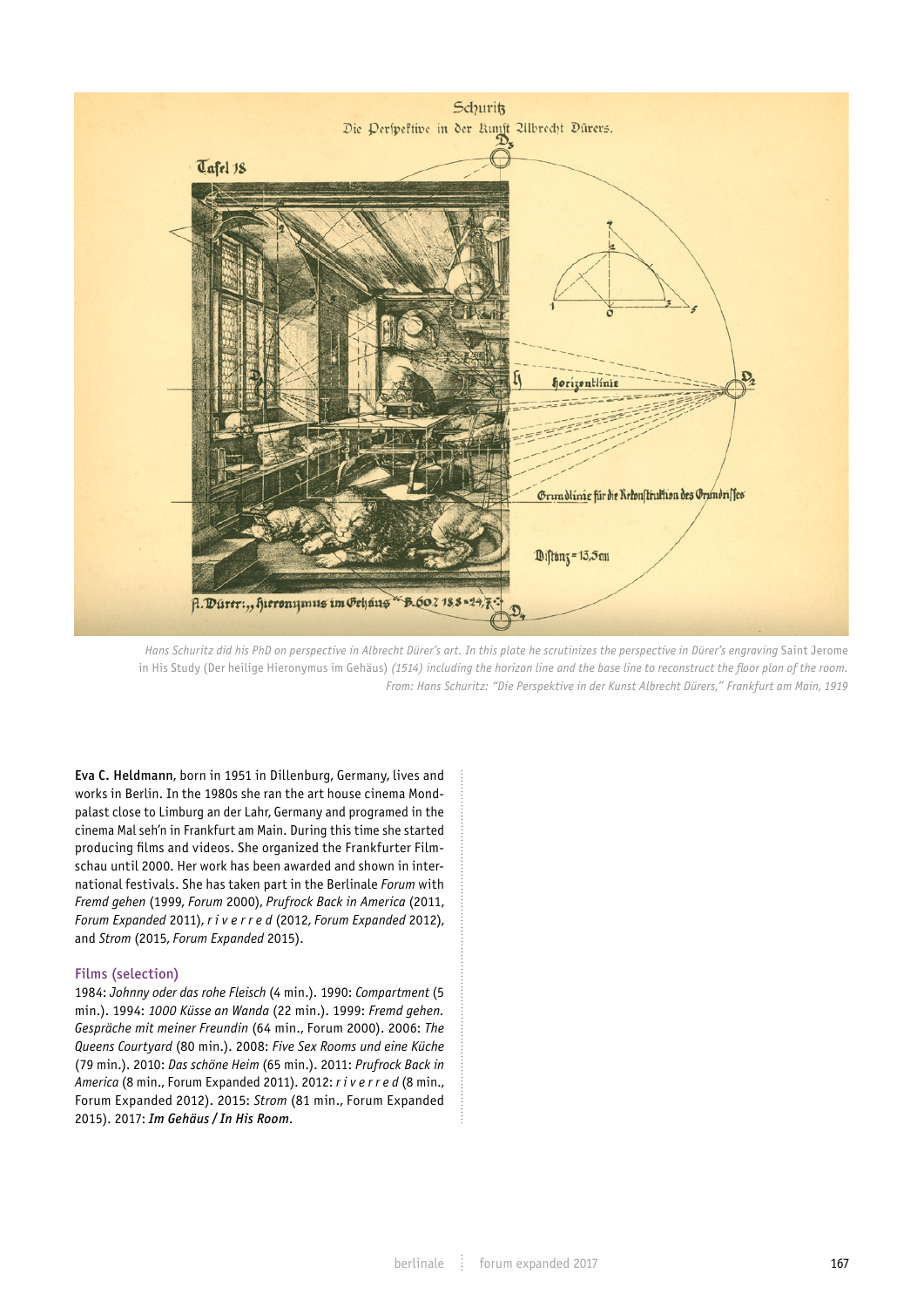*Hans Schuritz did his PhD on perspective in Albrecht Dürer's art. In this plate he scrutinizes the perspective in Dürer's engraving* Saint Jerome in His Study (Der heilige Hieronymus im Gehäus) *(1514) including the horizon line and the base line to reconstruct the floor plan of the room. From: Hans Schuritz: "Die Perspektive in der Kunst Albrecht Dürers," Frankfurt am Main, 1919*

**Eva C. Heldmann**, born in 1951 in Dillenburg, Germany, lives and works in Berlin. In the 1980s she ran the art house cinema Mondpalast close to Limburg an der Lahr, Germany and programed in the cinema Mal seh'n in Frankfurt am Main. During this time she started producing films and videos. She organized the Frankfurter Filmschau until 2000. Her work has been awarded and shown in international festivals. She has taken part in the Berlinale *Forum* with *Fremd gehen* (1999, *Forum* 2000), *Prufrock Back in America* (2011, *Forum Expanded* 2011), *r i v e r r e d* (2012, *Forum Expanded* 2012), and *Strom* (2015, *Forum Expanded* 2015).

### Films (selection)

1984: *Johnny oder das rohe Fleisch* (4 min.). 1990: *Compartment* (5 min.). 1994: *1000 Küsse an Wanda* (22 min.). 1999: *Fremd gehen. Gespräche mit meiner Freundin* (64 min., Forum 2000). 2006: *The Queens Courtyard* (80 min.). 2008: *Five Sex Rooms und eine Küche* (79 min.). 2010: *Das schöne Heim* (65 min.). 2011: *Prufrock Back in America* (8 min., Forum Expanded 2011). 2012: *r i v e r r e d* (8 min., Forum Expanded 2012). 2015: *Strom* (81 min., Forum Expanded 2015). 2017: ***Im Gehäus / In His Room***.